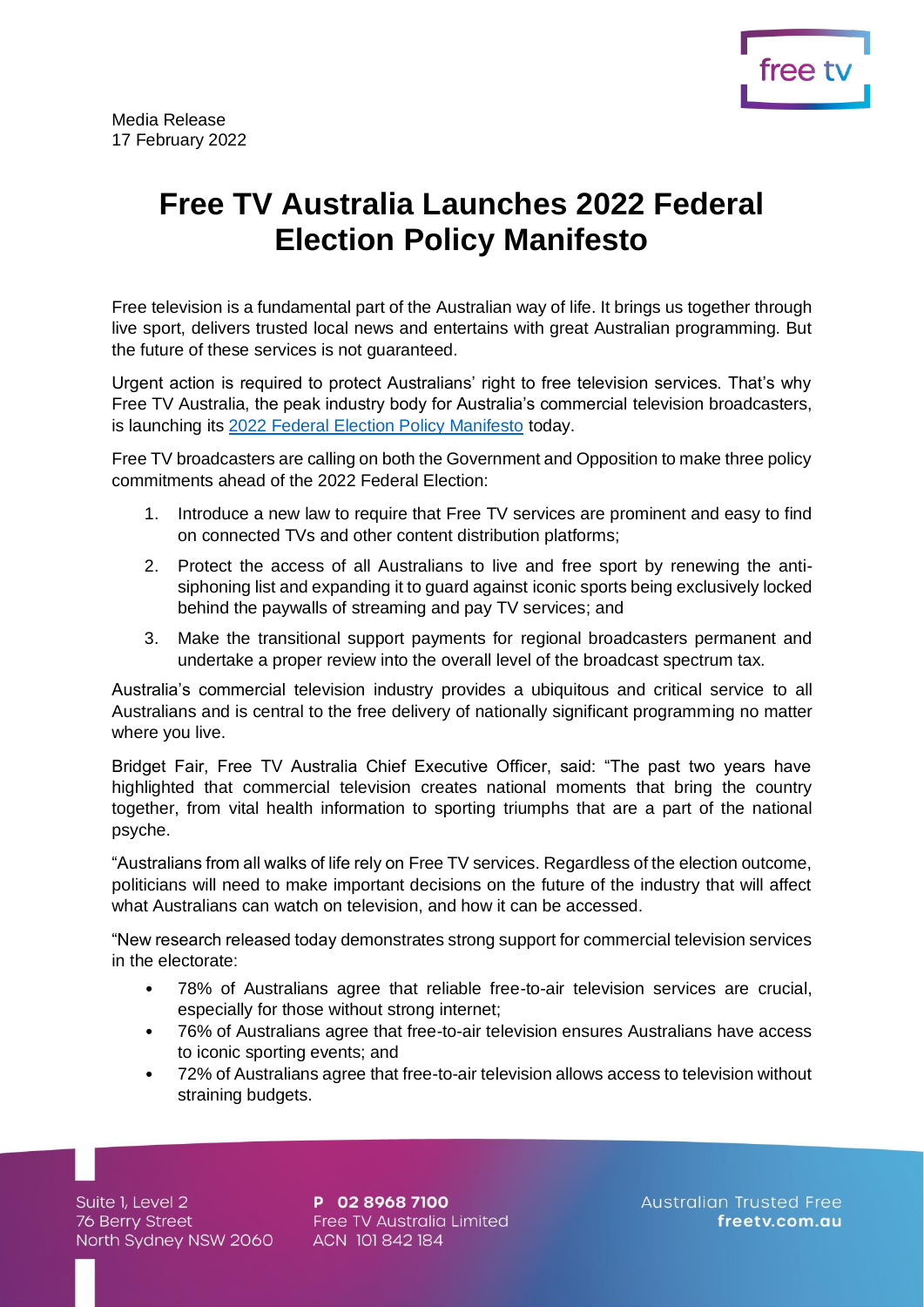Media Release
17 February 2022

# Free TV Australia Launches 2022 Federal Election Policy Manifesto

Free television is a fundamental part of the Australian way of life. It brings us together through live sport, delivers trusted local news and entertains with great Australian programming. But the future of these services is not guaranteed.

Urgent action is required to protect Australians' right to free television services. That's why Free TV Australia, the peak industry body for Australia's commercial television broadcasters, is launching its 2022 Federal Election Policy Manifesto today.

Free TV broadcasters are calling on both the Government and Opposition to make three policy commitments ahead of the 2022 Federal Election:

1. Introduce a new law to require that Free TV services are prominent and easy to find on connected TVs and other content distribution platforms;
2. Protect the access of all Australians to live and free sport by renewing the anti-siphoning list and expanding it to guard against iconic sports being exclusively locked behind the paywalls of streaming and pay TV services; and
3. Make the transitional support payments for regional broadcasters permanent and undertake a proper review into the overall level of the broadcast spectrum tax.

Australia's commercial television industry provides a ubiquitous and critical service to all Australians and is central to the free delivery of nationally significant programming no matter where you live.

Bridget Fair, Free TV Australia Chief Executive Officer, said: "The past two years have highlighted that commercial television creates national moments that bring the country together, from vital health information to sporting triumphs that are a part of the national psyche.

"Australians from all walks of life rely on Free TV services. Regardless of the election outcome, politicians will need to make important decisions on the future of the industry that will affect what Australians can watch on television, and how it can be accessed.

"New research released today demonstrates strong support for commercial television services in the electorate:

- 78% of Australians agree that reliable free-to-air television services are crucial, especially for those without strong internet;
- 76% of Australians agree that free-to-air television ensures Australians have access to iconic sporting events; and
- 72% of Australians agree that free-to-air television allows access to television without straining budgets.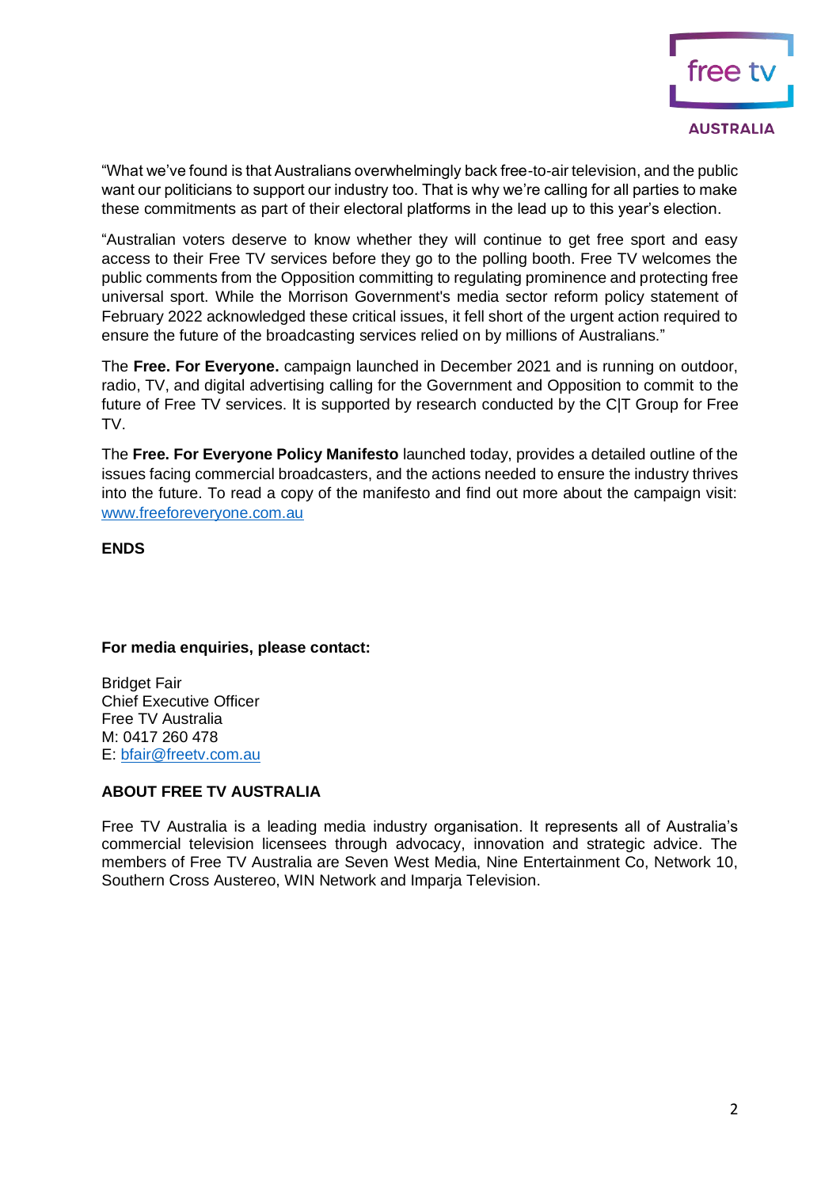"What we've found is that Australians overwhelmingly back free-to-air television, and the public want our politicians to support our industry too. That is why we're calling for all parties to make these commitments as part of their electoral platforms in the lead up to this year's election.

"Australian voters deserve to know whether they will continue to get free sport and easy access to their Free TV services before they go to the polling booth. Free TV welcomes the public comments from the Opposition committing to regulating prominence and protecting free universal sport. While the Morrison Government's media sector reform policy statement of February 2022 acknowledged these critical issues, it fell short of the urgent action required to ensure the future of the broadcasting services relied on by millions of Australians."

The **Free. For Everyone.** campaign launched in December 2021 and is running on outdoor, radio, TV, and digital advertising calling for the Government and Opposition to commit to the future of Free TV services. It is supported by research conducted by the C|T Group for Free TV.

The **Free. For Everyone Policy Manifesto** launched today, provides a detailed outline of the issues facing commercial broadcasters, and the actions needed to ensure the industry thrives into the future. To read a copy of the manifesto and find out more about the campaign visit: [www.freeforeveryone.com.au](http://www.freeforeveryone.com.au)

**ENDS**

**For media enquiries, please contact:**

Bridget Fair
Chief Executive Officer
Free TV Australia
M: 0417 260 478
E: [bfair@freetv.com.au](mailto:bfair@freetv.com.au)

**ABOUT FREE TV AUSTRALIA**

Free TV Australia is a leading media industry organisation. It represents all of Australia's commercial television licensees through advocacy, innovation and strategic advice. The members of Free TV Australia are Seven West Media, Nine Entertainment Co, Network 10, Southern Cross Austereo, WIN Network and Imparja Television.